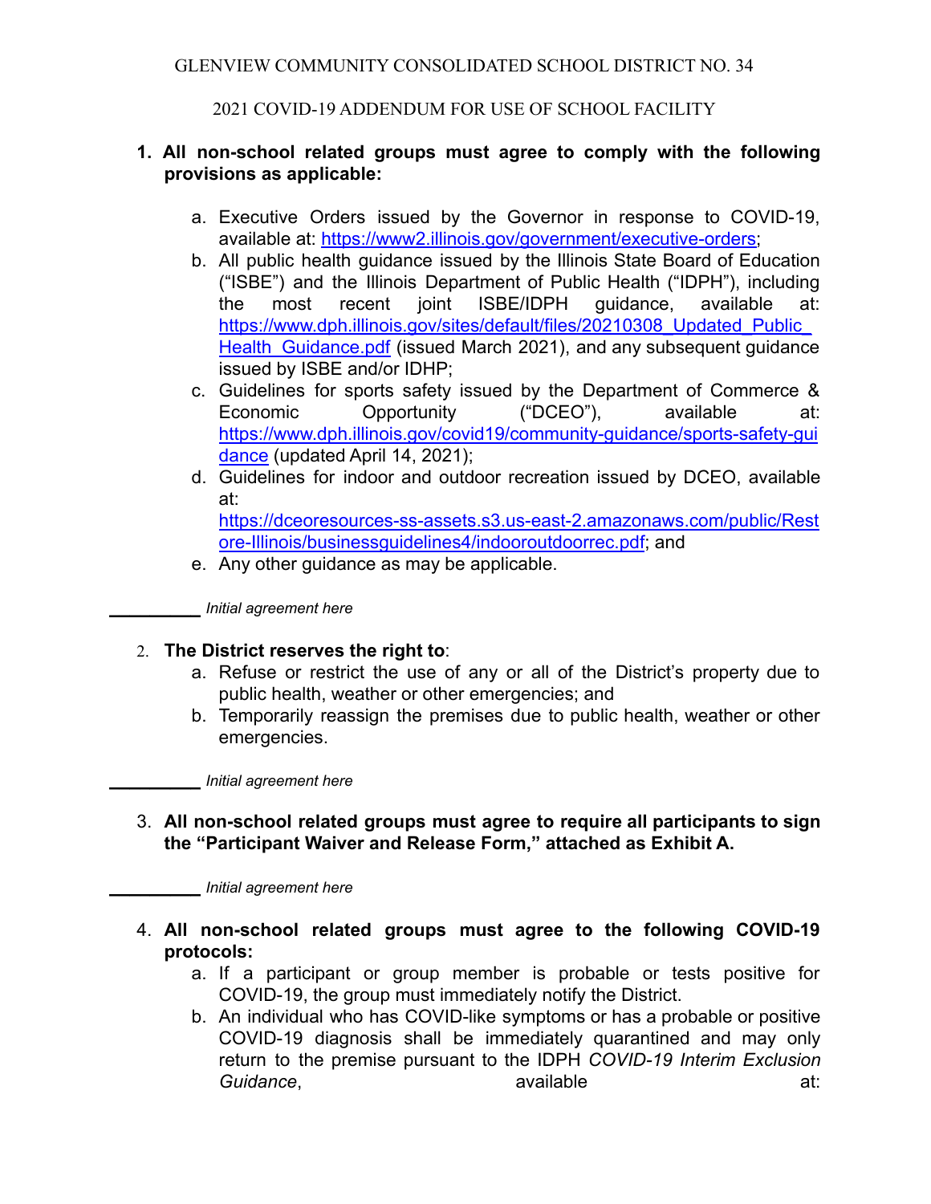GLENVIEW COMMUNITY CONSOLIDATED SCHOOL DISTRICT NO. 34

2021 COVID-19 ADDENDUM FOR USE OF SCHOOL FACILITY

1. **All non-school related groups must agree to comply with the following provisions as applicable:**

   a. Executive Orders issued by the Governor in response to COVID-19, available at: https://www2.illinois.gov/government/executive-orders;
   b. All public health guidance issued by the Illinois State Board of Education ("ISBE") and the Illinois Department of Public Health ("IDPH"), including the most recent joint ISBE/IDPH guidance, available at: https://www.dph.illinois.gov/sites/default/files/20210308_Updated_Public_Health_Guidance.pdf (issued March 2021), and any subsequent guidance issued by ISBE and/or IDHP;
   c. Guidelines for sports safety issued by the Department of Commerce & Economic Opportunity ("DCEO"), available at: https://www.dph.illinois.gov/covid19/community-guidance/sports-safety-guidance (updated April 14, 2021);
   d. Guidelines for indoor and outdoor recreation issued by DCEO, available at: https://dceoresources-ss-assets.s3.us-east-2.amazonaws.com/public/Restore-Illinois/businessguidelines4/indooroutdoorrec.pdf; and
   e. Any other guidance as may be applicable.

__________ *Initial agreement here*

2. **The District reserves the right to**:
   a. Refuse or restrict the use of any or all of the District's property due to public health, weather or other emergencies; and
   b. Temporarily reassign the premises due to public health, weather or other emergencies.

__________ *Initial agreement here*

3. **All non-school related groups must agree to require all participants to sign the "Participant Waiver and Release Form," attached as Exhibit A.**

__________ *Initial agreement here*

4. **All non-school related groups must agree to the following COVID-19 protocols:**
   a. If a participant or group member is probable or tests positive for COVID-19, the group must immediately notify the District.
   b. An individual who has COVID-like symptoms or has a probable or positive COVID-19 diagnosis shall be immediately quarantined and may only return to the premise pursuant to the IDPH *COVID-19 Interim Exclusion Guidance*, available at: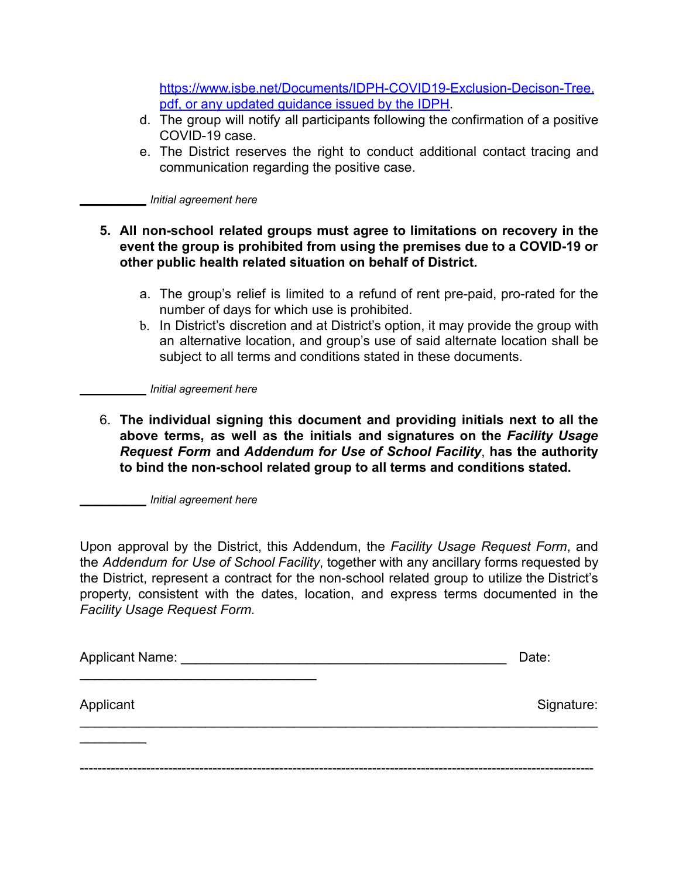https://www.isbe.net/Documents/IDPH-COVID19-Exclusion-Decison-Tree.pdf, or any updated guidance issued by the IDPH.

d. The group will notify all participants following the confirmation of a positive COVID-19 case.
e. The District reserves the right to conduct additional contact tracing and communication regarding the positive case.

__________ *Initial agreement here*

5. **All non-school related groups must agree to limitations on recovery in the event the group is prohibited from using the premises due to a COVID-19 or other public health related situation on behalf of District.**

   a. The group's relief is limited to a refund of rent pre-paid, pro-rated for the number of days for which use is prohibited.
   b. In District's discretion and at District's option, it may provide the group with an alternative location, and group's use of said alternate location shall be subject to all terms and conditions stated in these documents.

__________ *Initial agreement here*

6. **The individual signing this document and providing initials next to all the above terms, as well as the initials and signatures on the *Facility Usage Request Form* and *Addendum for Use of School Facility*, has the authority to bind the non-school related group to all terms and conditions stated.**

__________ *Initial agreement here*

Upon approval by the District, this Addendum, the *Facility Usage Request Form*, and the *Addendum for Use of School Facility*, together with any ancillary forms requested by the District, represent a contract for the non-school related group to utilize the District's property, consistent with the dates, location, and express terms documented in the *Facility Usage Request Form.*

Applicant Name: ____________________________________________ Date: ________________________________

Applicant Signature: ______________________________________________________________________________

---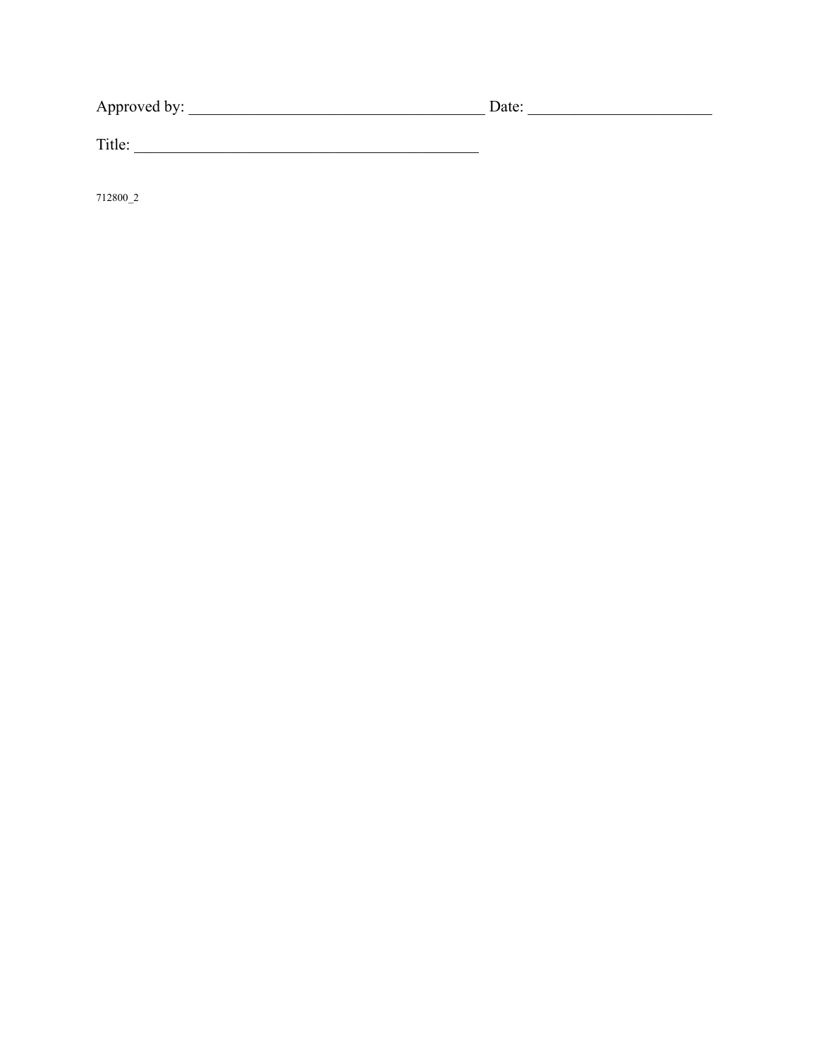Approved by: ______________________________________ Date: ________________________

Title: _____________________________________________

712800_2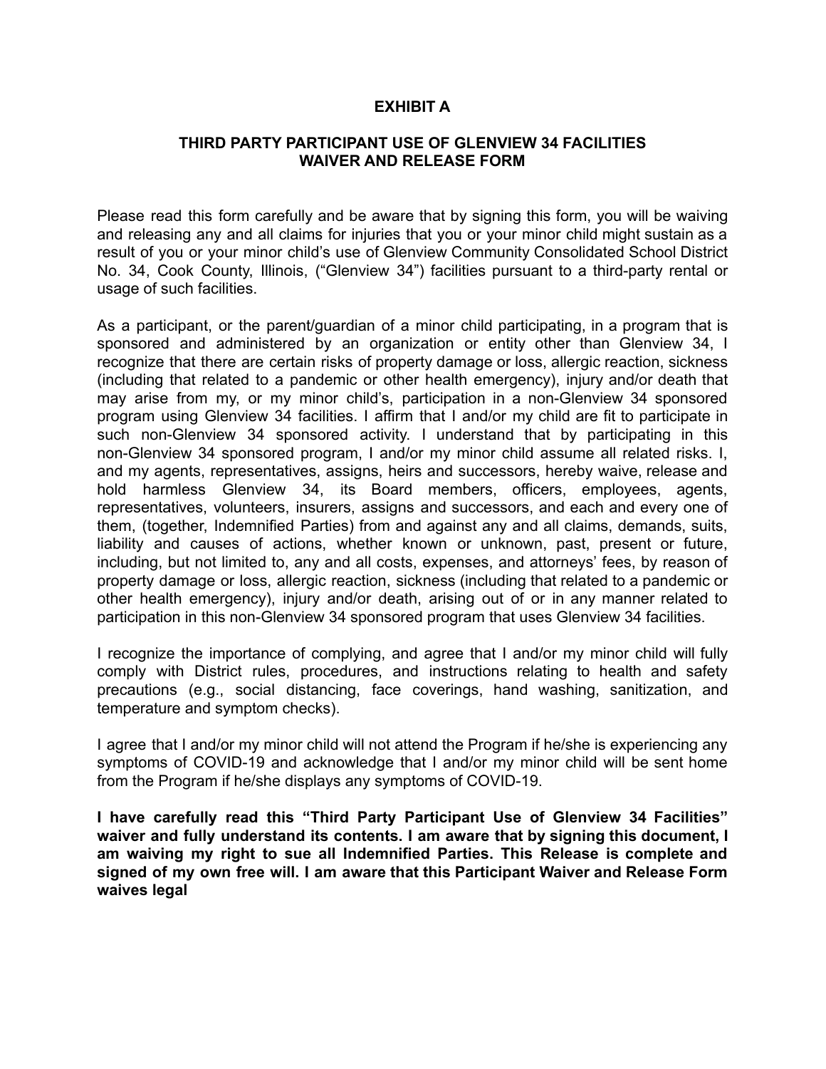## EXHIBIT A

## THIRD PARTY PARTICIPANT USE OF GLENVIEW 34 FACILITIES WAIVER AND RELEASE FORM

Please read this form carefully and be aware that by signing this form, you will be waiving and releasing any and all claims for injuries that you or your minor child might sustain as a result of you or your minor child's use of Glenview Community Consolidated School District No. 34, Cook County, Illinois, ("Glenview 34") facilities pursuant to a third-party rental or usage of such facilities.

As a participant, or the parent/guardian of a minor child participating, in a program that is sponsored and administered by an organization or entity other than Glenview 34, I recognize that there are certain risks of property damage or loss, allergic reaction, sickness (including that related to a pandemic or other health emergency), injury and/or death that may arise from my, or my minor child's, participation in a non-Glenview 34 sponsored program using Glenview 34 facilities. I affirm that I and/or my child are fit to participate in such non-Glenview 34 sponsored activity. I understand that by participating in this non-Glenview 34 sponsored program, I and/or my minor child assume all related risks. I, and my agents, representatives, assigns, heirs and successors, hereby waive, release and hold harmless Glenview 34, its Board members, officers, employees, agents, representatives, volunteers, insurers, assigns and successors, and each and every one of them, (together, Indemnified Parties) from and against any and all claims, demands, suits, liability and causes of actions, whether known or unknown, past, present or future, including, but not limited to, any and all costs, expenses, and attorneys' fees, by reason of property damage or loss, allergic reaction, sickness (including that related to a pandemic or other health emergency), injury and/or death, arising out of or in any manner related to participation in this non-Glenview 34 sponsored program that uses Glenview 34 facilities.

I recognize the importance of complying, and agree that I and/or my minor child will fully comply with District rules, procedures, and instructions relating to health and safety precautions (e.g., social distancing, face coverings, hand washing, sanitization, and temperature and symptom checks).

I agree that I and/or my minor child will not attend the Program if he/she is experiencing any symptoms of COVID-19 and acknowledge that I and/or my minor child will be sent home from the Program if he/she displays any symptoms of COVID-19.

**I have carefully read this "Third Party Participant Use of Glenview 34 Facilities" waiver and fully understand its contents. I am aware that by signing this document, I am waiving my right to sue all Indemnified Parties. This Release is complete and signed of my own free will. I am aware that this Participant Waiver and Release Form waives legal**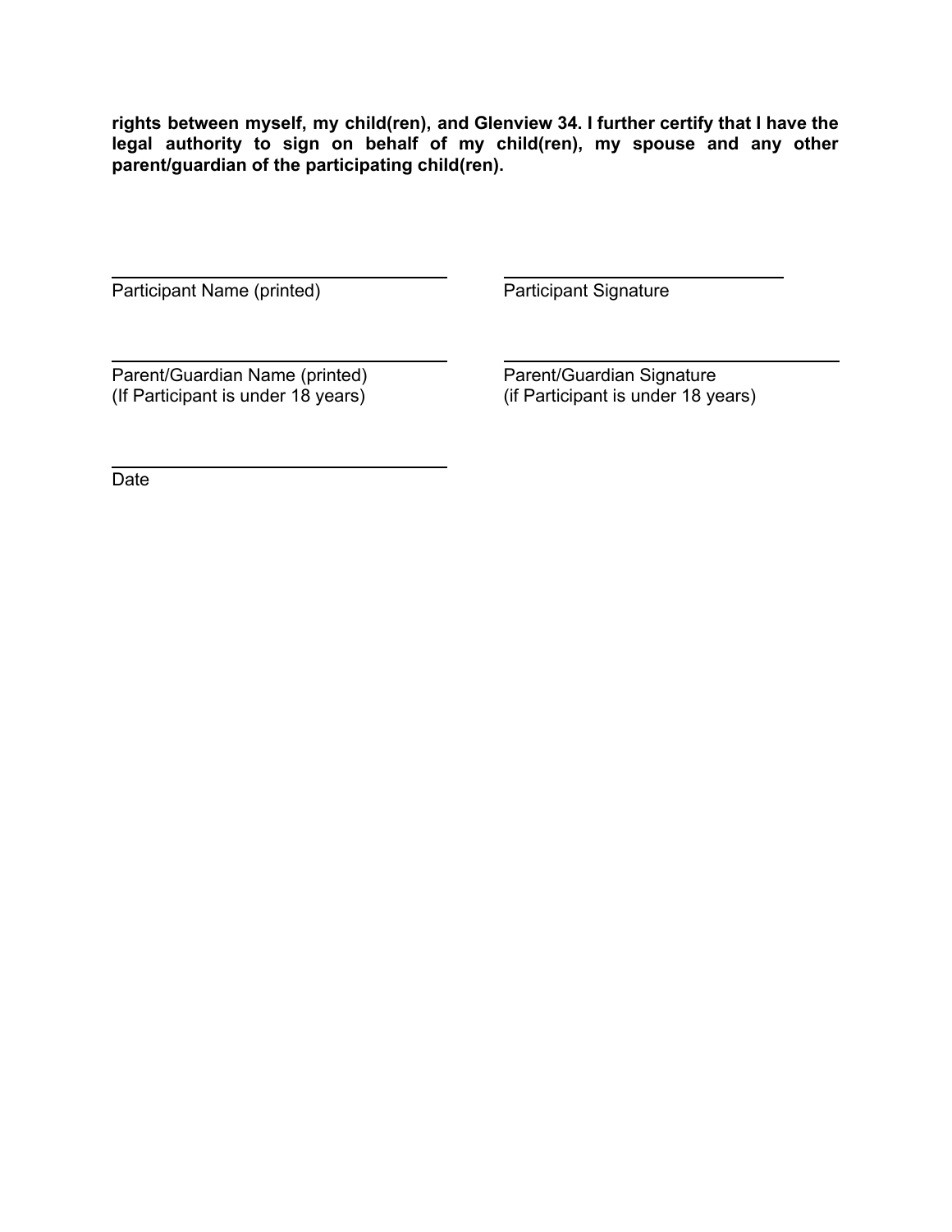**rights between myself, my child(ren), and Glenview 34. I further certify that I have the legal authority to sign on behalf of my child(ren), my spouse and any other parent/guardian of the participating child(ren).**

\_\_\_\_\_\_\_\_\_\_\_\_\_\_\_\_\_\_\_\_\_\_\_\_\_\_\_\_\_\_\_\_\_\_\_\_
Participant Name (printed)

\_\_\_\_\_\_\_\_\_\_\_\_\_\_\_\_\_\_\_\_\_\_\_\_\_\_\_\_\_\_\_\_\_\_\_\_
Participant Signature

\_\_\_\_\_\_\_\_\_\_\_\_\_\_\_\_\_\_\_\_\_\_\_\_\_\_\_\_\_\_\_\_\_\_\_\_
Parent/Guardian Name (printed)
(If Participant is under 18 years)

\_\_\_\_\_\_\_\_\_\_\_\_\_\_\_\_\_\_\_\_\_\_\_\_\_\_\_\_\_\_\_\_\_\_\_\_
Parent/Guardian Signature
(if Participant is under 18 years)

\_\_\_\_\_\_\_\_\_\_\_\_\_\_\_\_\_\_\_\_\_\_\_\_\_\_\_\_\_\_\_\_\_\_\_\_
Date